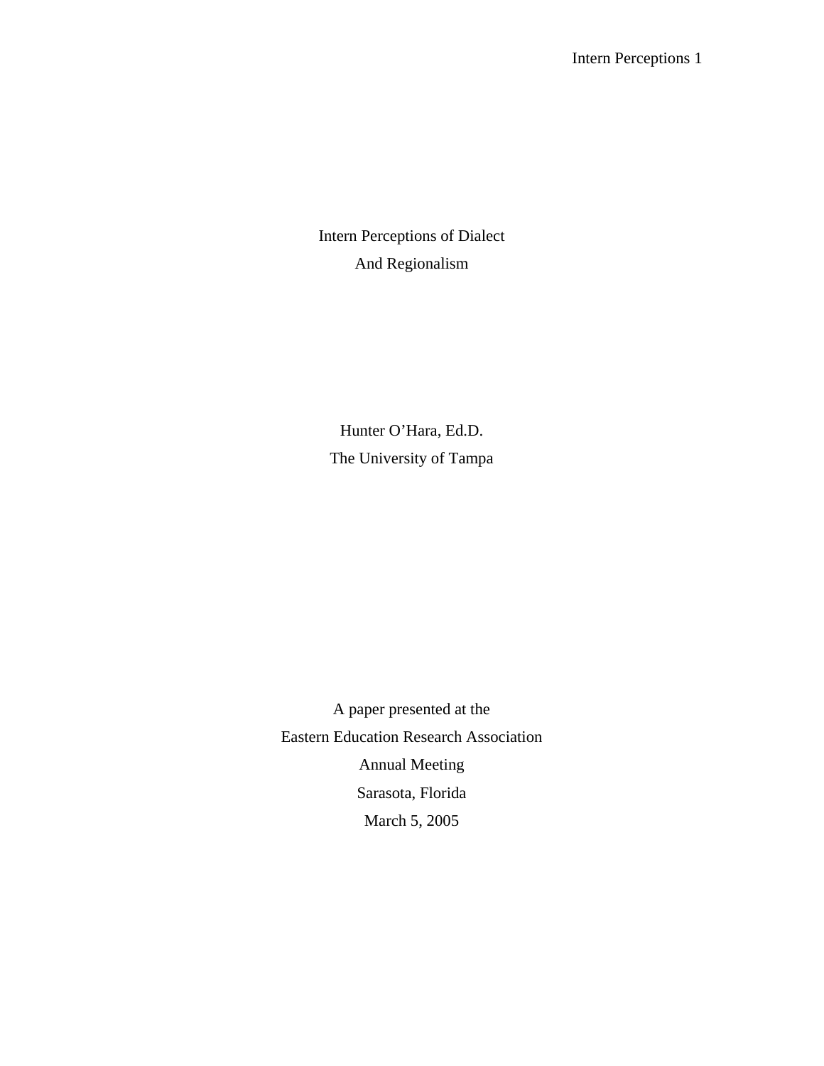# Intern Perceptions of Dialect And Regionalism

Hunter O'Hara, Ed.D.
The University of Tampa

A paper presented at the
Eastern Education Research Association
Annual Meeting
Sarasota, Florida
March 5, 2005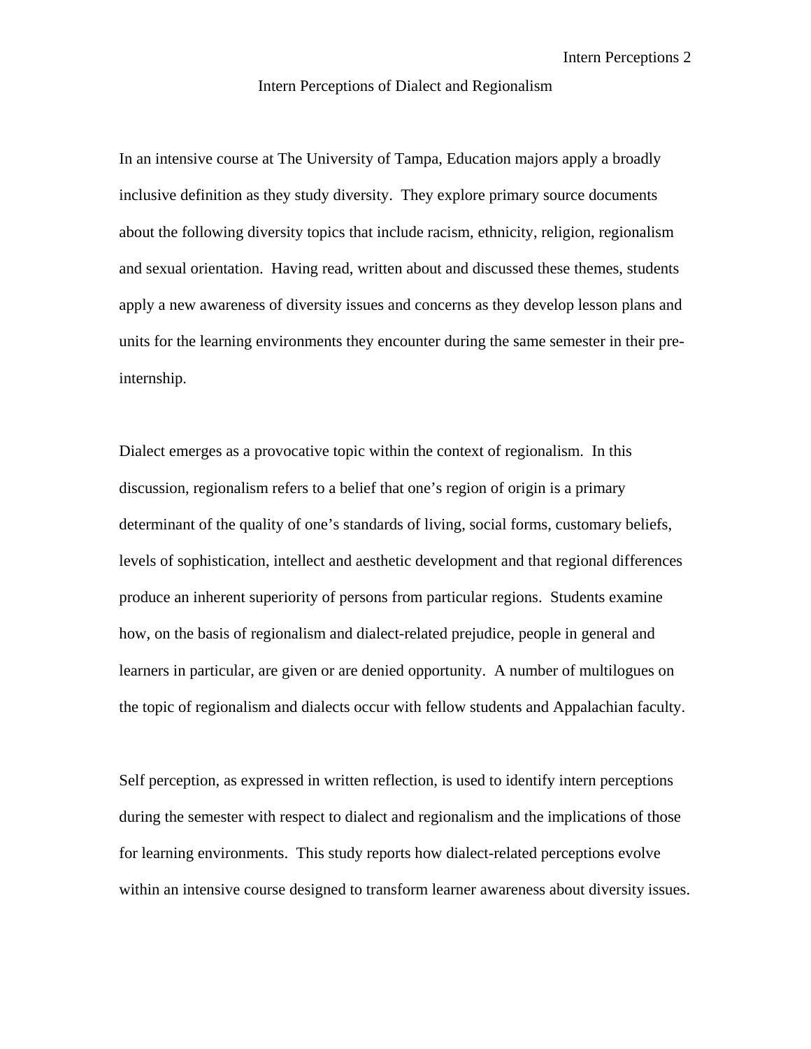# Intern Perceptions of Dialect and Regionalism

In an intensive course at The University of Tampa, Education majors apply a broadly inclusive definition as they study diversity. They explore primary source documents about the following diversity topics that include racism, ethnicity, religion, regionalism and sexual orientation. Having read, written about and discussed these themes, students apply a new awareness of diversity issues and concerns as they develop lesson plans and units for the learning environments they encounter during the same semester in their pre-internship.

Dialect emerges as a provocative topic within the context of regionalism. In this discussion, regionalism refers to a belief that one's region of origin is a primary determinant of the quality of one's standards of living, social forms, customary beliefs, levels of sophistication, intellect and aesthetic development and that regional differences produce an inherent superiority of persons from particular regions. Students examine how, on the basis of regionalism and dialect-related prejudice, people in general and learners in particular, are given or are denied opportunity. A number of multilogues on the topic of regionalism and dialects occur with fellow students and Appalachian faculty.

Self perception, as expressed in written reflection, is used to identify intern perceptions during the semester with respect to dialect and regionalism and the implications of those for learning environments. This study reports how dialect-related perceptions evolve within an intensive course designed to transform learner awareness about diversity issues.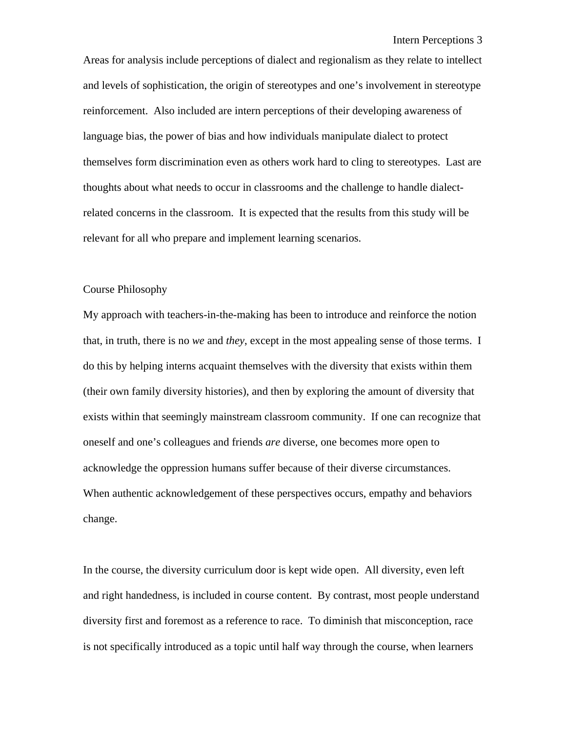Areas for analysis include perceptions of dialect and regionalism as they relate to intellect and levels of sophistication, the origin of stereotypes and one's involvement in stereotype reinforcement. Also included are intern perceptions of their developing awareness of language bias, the power of bias and how individuals manipulate dialect to protect themselves form discrimination even as others work hard to cling to stereotypes. Last are thoughts about what needs to occur in classrooms and the challenge to handle dialect-related concerns in the classroom. It is expected that the results from this study will be relevant for all who prepare and implement learning scenarios.

## Course Philosophy

My approach with teachers-in-the-making has been to introduce and reinforce the notion that, in truth, there is no *we* and *they*, except in the most appealing sense of those terms. I do this by helping interns acquaint themselves with the diversity that exists within them (their own family diversity histories), and then by exploring the amount of diversity that exists within that seemingly mainstream classroom community. If one can recognize that oneself and one's colleagues and friends *are* diverse, one becomes more open to acknowledge the oppression humans suffer because of their diverse circumstances. When authentic acknowledgement of these perspectives occurs, empathy and behaviors change.

In the course, the diversity curriculum door is kept wide open. All diversity, even left and right handedness, is included in course content. By contrast, most people understand diversity first and foremost as a reference to race. To diminish that misconception, race is not specifically introduced as a topic until half way through the course, when learners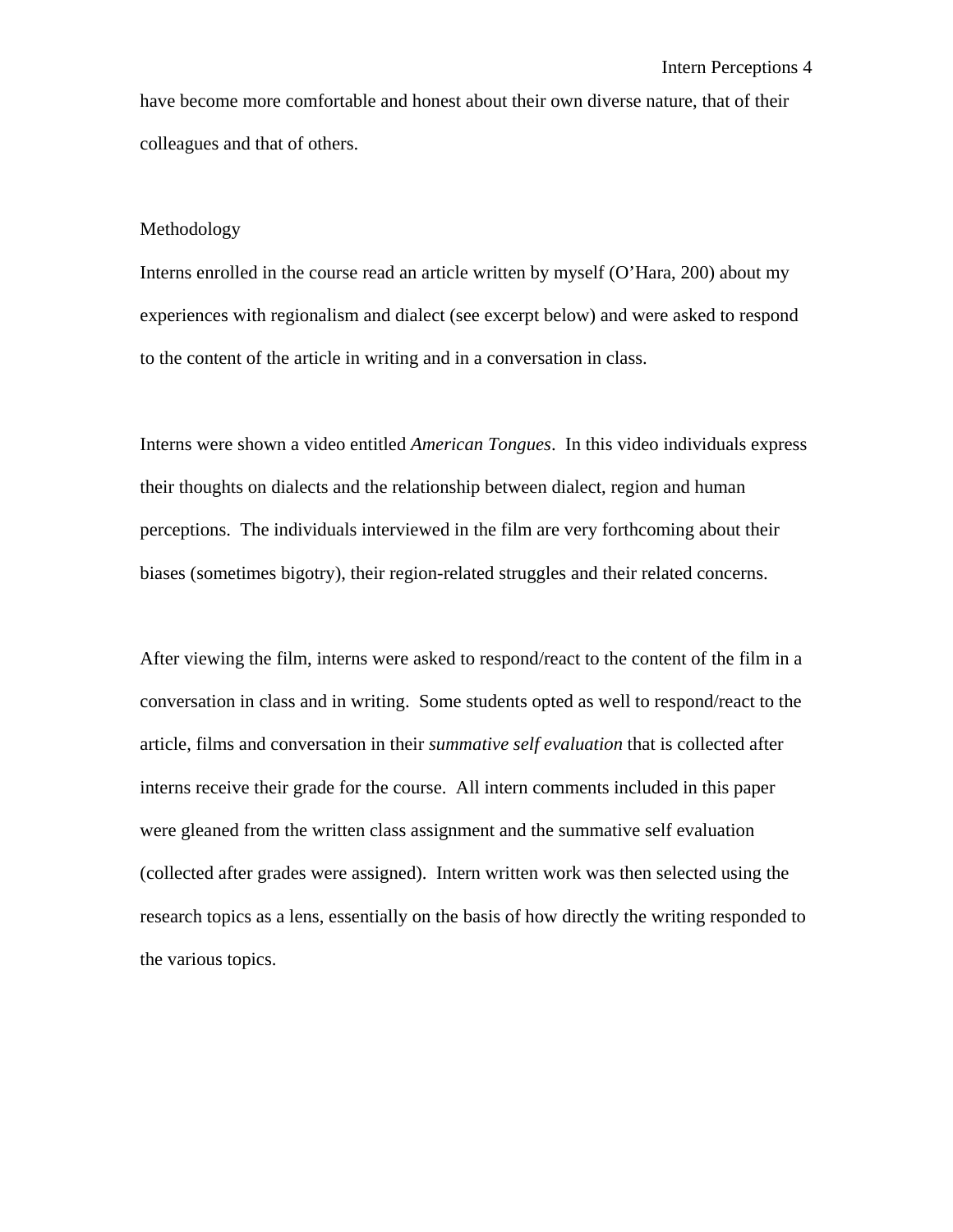have become more comfortable and honest about their own diverse nature, that of their colleagues and that of others.

## Methodology

Interns enrolled in the course read an article written by myself (O'Hara, 200) about my experiences with regionalism and dialect (see excerpt below) and were asked to respond to the content of the article in writing and in a conversation in class.

Interns were shown a video entitled *American Tongues*. In this video individuals express their thoughts on dialects and the relationship between dialect, region and human perceptions. The individuals interviewed in the film are very forthcoming about their biases (sometimes bigotry), their region-related struggles and their related concerns.

After viewing the film, interns were asked to respond/react to the content of the film in a conversation in class and in writing. Some students opted as well to respond/react to the article, films and conversation in their *summative self evaluation* that is collected after interns receive their grade for the course. All intern comments included in this paper were gleaned from the written class assignment and the summative self evaluation (collected after grades were assigned). Intern written work was then selected using the research topics as a lens, essentially on the basis of how directly the writing responded to the various topics.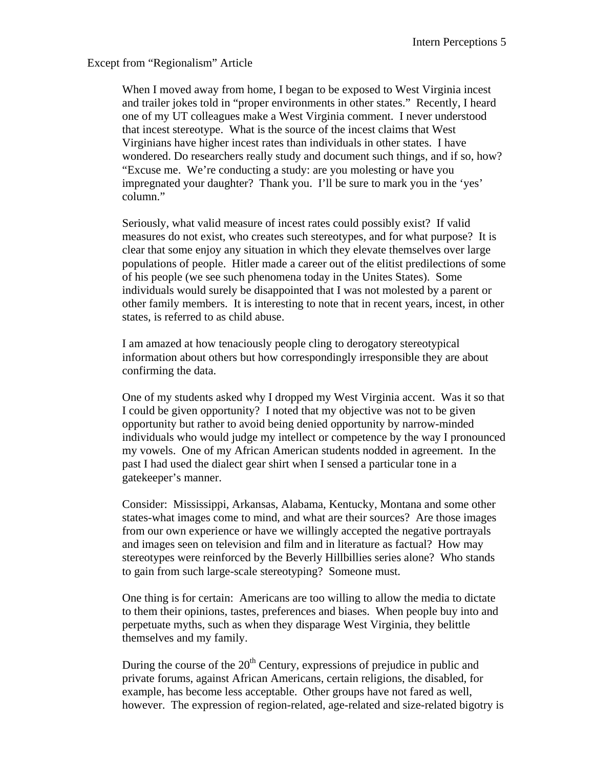Except from "Regionalism" Article

> When I moved away from home, I began to be exposed to West Virginia incest and trailer jokes told in "proper environments in other states." Recently, I heard one of my UT colleagues make a West Virginia comment. I never understood that incest stereotype. What is the source of the incest claims that West Virginians have higher incest rates than individuals in other states. I have wondered. Do researchers really study and document such things, and if so, how? "Excuse me. We're conducting a study: are you molesting or have you impregnated your daughter? Thank you. I'll be sure to mark you in the 'yes' column."
>
> Seriously, what valid measure of incest rates could possibly exist? If valid measures do not exist, who creates such stereotypes, and for what purpose? It is clear that some enjoy any situation in which they elevate themselves over large populations of people. Hitler made a career out of the elitist predilections of some of his people (we see such phenomena today in the Unites States). Some individuals would surely be disappointed that I was not molested by a parent or other family members. It is interesting to note that in recent years, incest, in other states, is referred to as child abuse.
>
> I am amazed at how tenaciously people cling to derogatory stereotypical information about others but how correspondingly irresponsible they are about confirming the data.
>
> One of my students asked why I dropped my West Virginia accent. Was it so that I could be given opportunity? I noted that my objective was not to be given opportunity but rather to avoid being denied opportunity by narrow-minded individuals who would judge my intellect or competence by the way I pronounced my vowels. One of my African American students nodded in agreement. In the past I had used the dialect gear shirt when I sensed a particular tone in a gatekeeper's manner.
>
> Consider: Mississippi, Arkansas, Alabama, Kentucky, Montana and some other states-what images come to mind, and what are their sources? Are those images from our own experience or have we willingly accepted the negative portrayals and images seen on television and film and in literature as factual? How may stereotypes were reinforced by the Beverly Hillbillies series alone? Who stands to gain from such large-scale stereotyping? Someone must.
>
> One thing is for certain: Americans are too willing to allow the media to dictate to them their opinions, tastes, preferences and biases. When people buy into and perpetuate myths, such as when they disparage West Virginia, they belittle themselves and my family.
>
> During the course of the 20th Century, expressions of prejudice in public and private forums, against African Americans, certain religions, the disabled, for example, has become less acceptable. Other groups have not fared as well, however. The expression of region-related, age-related and size-related bigotry is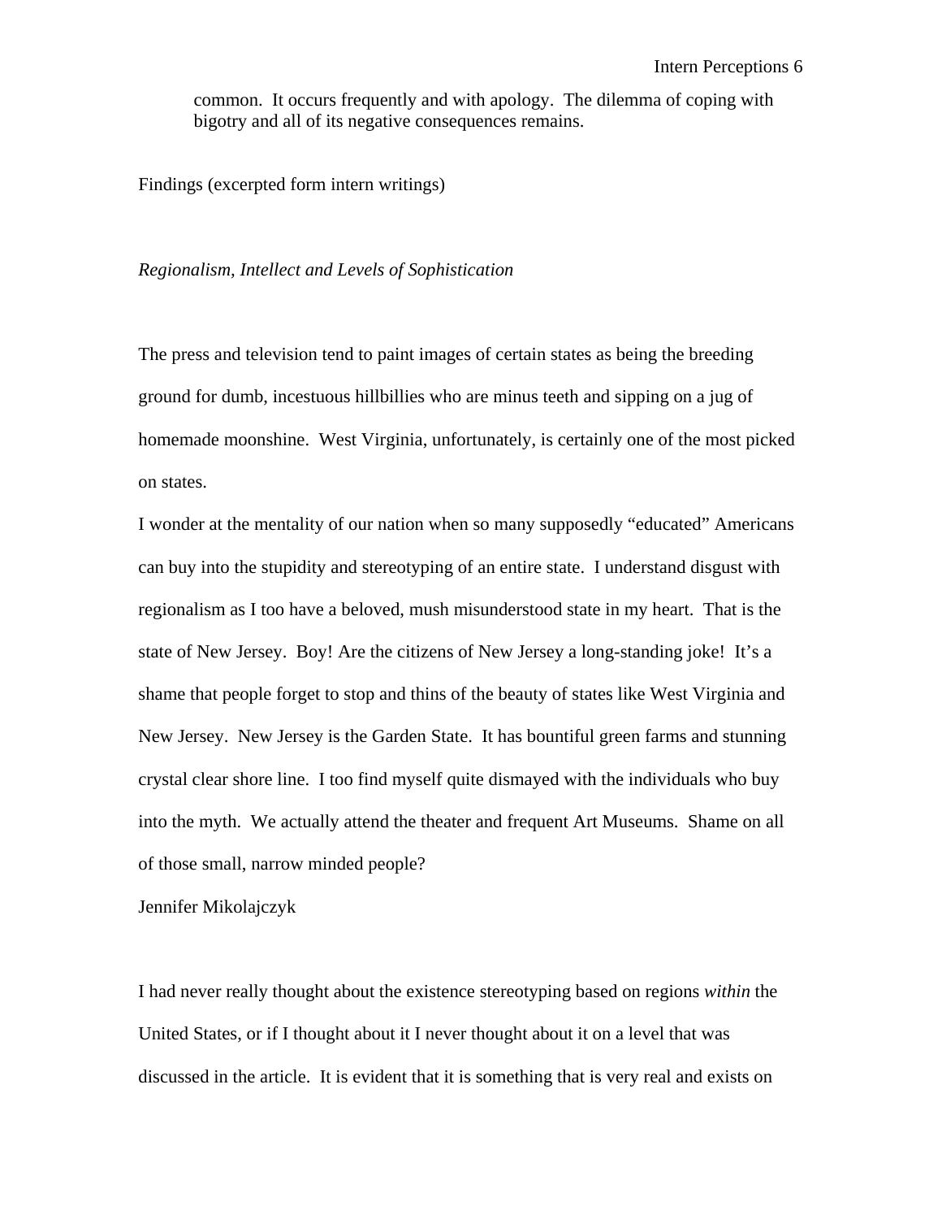> common. It occurs frequently and with apology. The dilemma of coping with bigotry and all of its negative consequences remains.

Findings (excerpted form intern writings)

*Regionalism, Intellect and Levels of Sophistication*

The press and television tend to paint images of certain states as being the breeding ground for dumb, incestuous hillbillies who are minus teeth and sipping on a jug of homemade moonshine. West Virginia, unfortunately, is certainly one of the most picked on states.

I wonder at the mentality of our nation when so many supposedly "educated" Americans can buy into the stupidity and stereotyping of an entire state. I understand disgust with regionalism as I too have a beloved, mush misunderstood state in my heart. That is the state of New Jersey. Boy! Are the citizens of New Jersey a long-standing joke! It's a shame that people forget to stop and thins of the beauty of states like West Virginia and New Jersey. New Jersey is the Garden State. It has bountiful green farms and stunning crystal clear shore line. I too find myself quite dismayed with the individuals who buy into the myth. We actually attend the theater and frequent Art Museums. Shame on all of those small, narrow minded people?

Jennifer Mikolajczyk

I had never really thought about the existence stereotyping based on regions *within* the United States, or if I thought about it I never thought about it on a level that was discussed in the article. It is evident that it is something that is very real and exists on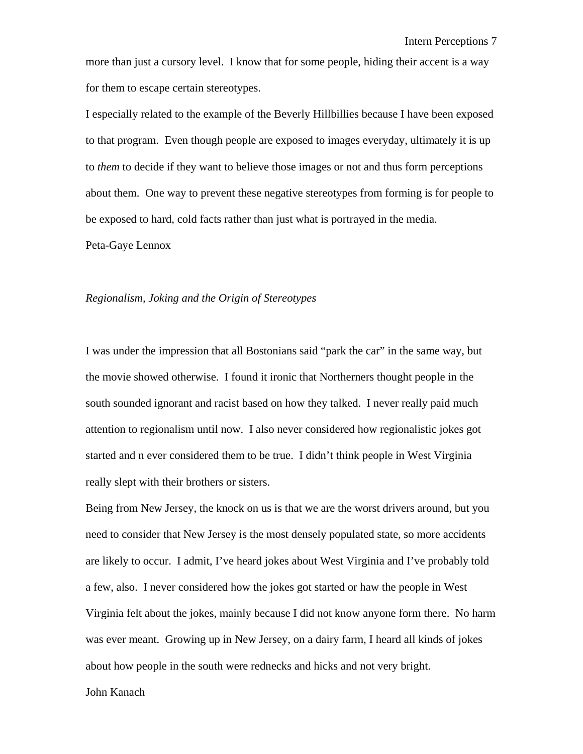more than just a cursory level. I know that for some people, hiding their accent is a way for them to escape certain stereotypes.

I especially related to the example of the Beverly Hillbillies because I have been exposed to that program. Even though people are exposed to images everyday, ultimately it is up to *them* to decide if they want to believe those images or not and thus form perceptions about them. One way to prevent these negative stereotypes from forming is for people to be exposed to hard, cold facts rather than just what is portrayed in the media.

Peta-Gaye Lennox

*Regionalism, Joking and the Origin of Stereotypes*

I was under the impression that all Bostonians said "park the car" in the same way, but the movie showed otherwise. I found it ironic that Northerners thought people in the south sounded ignorant and racist based on how they talked. I never really paid much attention to regionalism until now. I also never considered how regionalistic jokes got started and n ever considered them to be true. I didn't think people in West Virginia really slept with their brothers or sisters.

Being from New Jersey, the knock on us is that we are the worst drivers around, but you need to consider that New Jersey is the most densely populated state, so more accidents are likely to occur. I admit, I've heard jokes about West Virginia and I've probably told a few, also. I never considered how the jokes got started or haw the people in West Virginia felt about the jokes, mainly because I did not know anyone form there. No harm was ever meant. Growing up in New Jersey, on a dairy farm, I heard all kinds of jokes about how people in the south were rednecks and hicks and not very bright.

John Kanach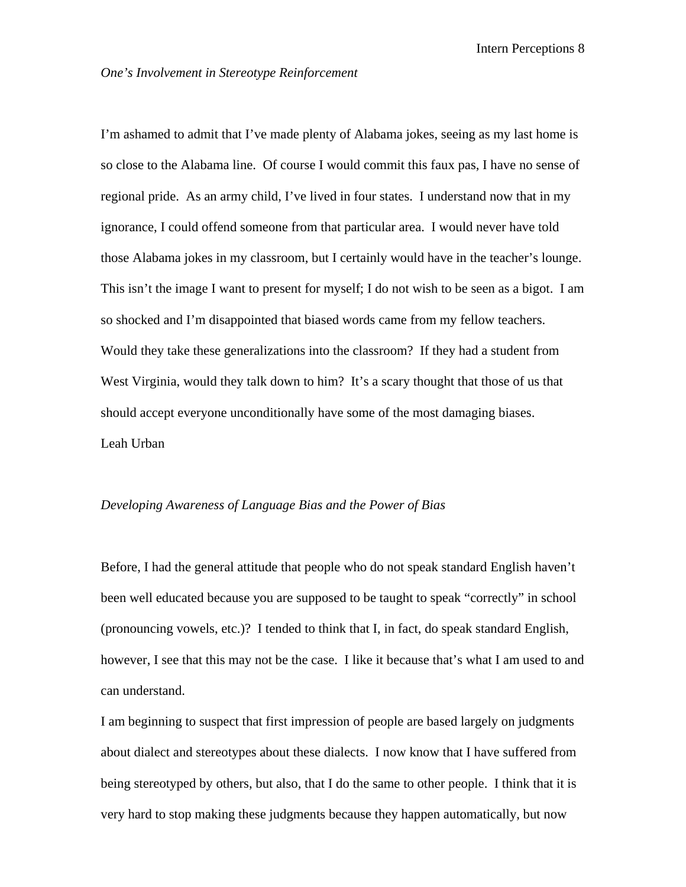*One's Involvement in Stereotype Reinforcement*

I'm ashamed to admit that I've made plenty of Alabama jokes, seeing as my last home is so close to the Alabama line. Of course I would commit this faux pas, I have no sense of regional pride. As an army child, I've lived in four states. I understand now that in my ignorance, I could offend someone from that particular area. I would never have told those Alabama jokes in my classroom, but I certainly would have in the teacher's lounge. This isn't the image I want to present for myself; I do not wish to be seen as a bigot. I am so shocked and I'm disappointed that biased words came from my fellow teachers. Would they take these generalizations into the classroom? If they had a student from West Virginia, would they talk down to him? It's a scary thought that those of us that should accept everyone unconditionally have some of the most damaging biases.

Leah Urban

*Developing Awareness of Language Bias and the Power of Bias*

Before, I had the general attitude that people who do not speak standard English haven't been well educated because you are supposed to be taught to speak "correctly" in school (pronouncing vowels, etc.)? I tended to think that I, in fact, do speak standard English, however, I see that this may not be the case. I like it because that's what I am used to and can understand.

I am beginning to suspect that first impression of people are based largely on judgments about dialect and stereotypes about these dialects. I now know that I have suffered from being stereotyped by others, but also, that I do the same to other people. I think that it is very hard to stop making these judgments because they happen automatically, but now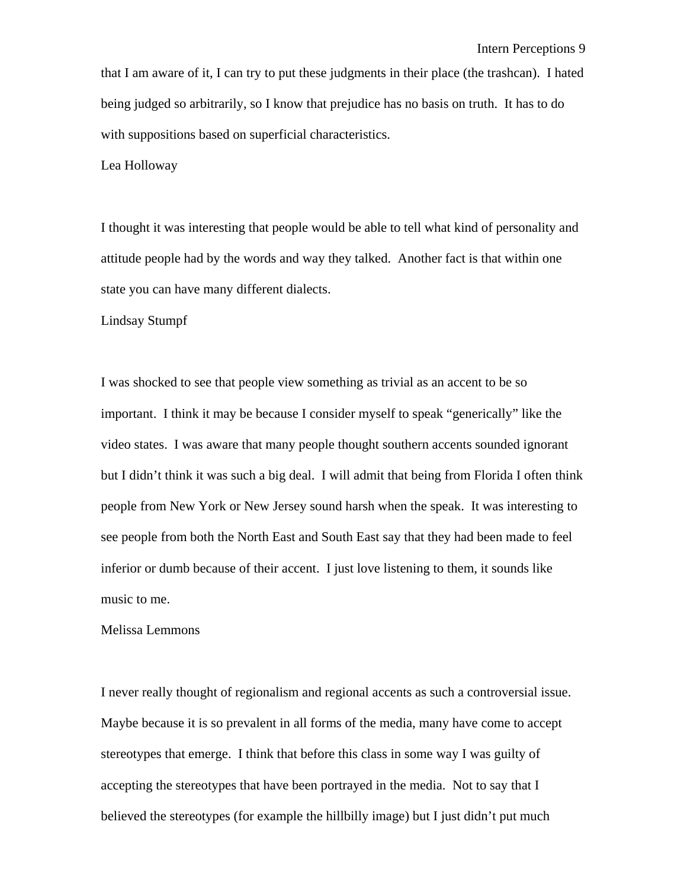that I am aware of it, I can try to put these judgments in their place (the trashcan). I hated being judged so arbitrarily, so I know that prejudice has no basis on truth. It has to do with suppositions based on superficial characteristics.

Lea Holloway

I thought it was interesting that people would be able to tell what kind of personality and attitude people had by the words and way they talked. Another fact is that within one state you can have many different dialects.

Lindsay Stumpf

I was shocked to see that people view something as trivial as an accent to be so important. I think it may be because I consider myself to speak "generically" like the video states. I was aware that many people thought southern accents sounded ignorant but I didn't think it was such a big deal. I will admit that being from Florida I often think people from New York or New Jersey sound harsh when the speak. It was interesting to see people from both the North East and South East say that they had been made to feel inferior or dumb because of their accent. I just love listening to them, it sounds like music to me.

Melissa Lemmons

I never really thought of regionalism and regional accents as such a controversial issue. Maybe because it is so prevalent in all forms of the media, many have come to accept stereotypes that emerge. I think that before this class in some way I was guilty of accepting the stereotypes that have been portrayed in the media. Not to say that I believed the stereotypes (for example the hillbilly image) but I just didn't put much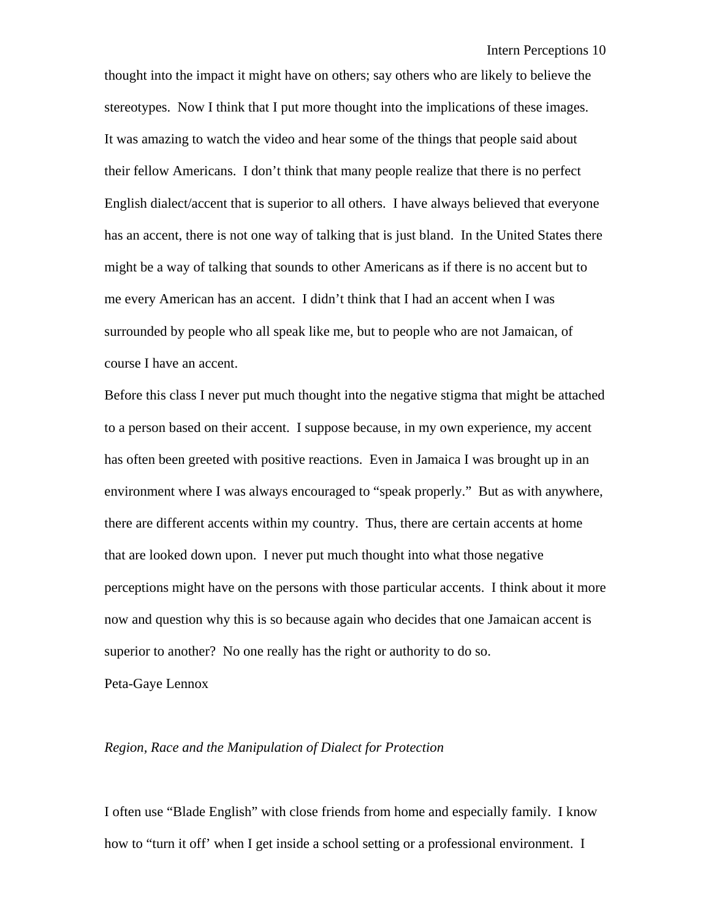thought into the impact it might have on others; say others who are likely to believe the stereotypes. Now I think that I put more thought into the implications of these images. It was amazing to watch the video and hear some of the things that people said about their fellow Americans. I don't think that many people realize that there is no perfect English dialect/accent that is superior to all others. I have always believed that everyone has an accent, there is not one way of talking that is just bland. In the United States there might be a way of talking that sounds to other Americans as if there is no accent but to me every American has an accent. I didn't think that I had an accent when I was surrounded by people who all speak like me, but to people who are not Jamaican, of course I have an accent.

Before this class I never put much thought into the negative stigma that might be attached to a person based on their accent. I suppose because, in my own experience, my accent has often been greeted with positive reactions. Even in Jamaica I was brought up in an environment where I was always encouraged to "speak properly." But as with anywhere, there are different accents within my country. Thus, there are certain accents at home that are looked down upon. I never put much thought into what those negative perceptions might have on the persons with those particular accents. I think about it more now and question why this is so because again who decides that one Jamaican accent is superior to another? No one really has the right or authority to do so.

Peta-Gaye Lennox

*Region, Race and the Manipulation of Dialect for Protection*

I often use "Blade English" with close friends from home and especially family. I know how to "turn it off' when I get inside a school setting or a professional environment. I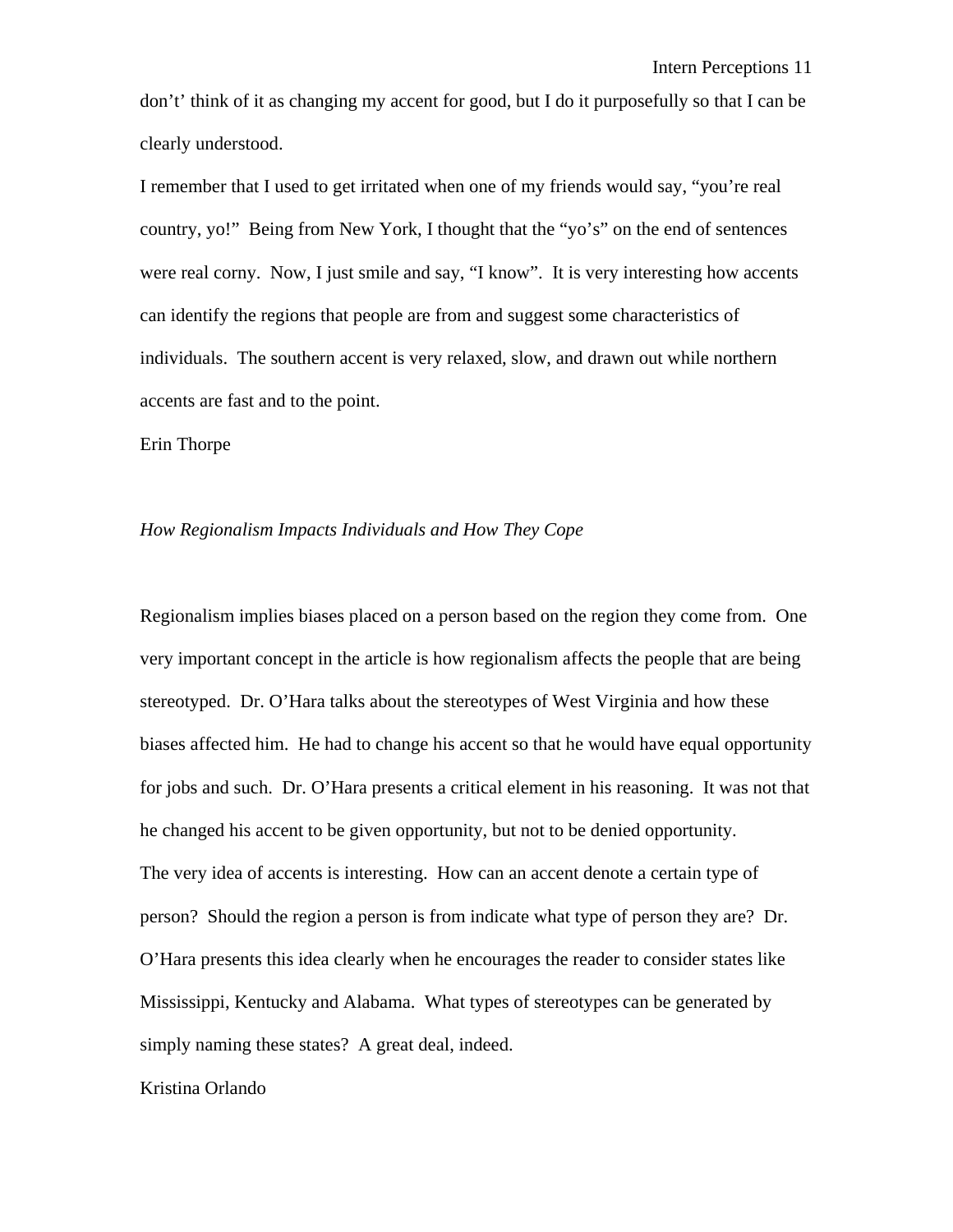don't' think of it as changing my accent for good, but I do it purposefully so that I can be clearly understood.

I remember that I used to get irritated when one of my friends would say, "you're real country, yo!" Being from New York, I thought that the "yo's" on the end of sentences were real corny. Now, I just smile and say, "I know". It is very interesting how accents can identify the regions that people are from and suggest some characteristics of individuals. The southern accent is very relaxed, slow, and drawn out while northern accents are fast and to the point.

Erin Thorpe

*How Regionalism Impacts Individuals and How They Cope*

Regionalism implies biases placed on a person based on the region they come from. One very important concept in the article is how regionalism affects the people that are being stereotyped. Dr. O'Hara talks about the stereotypes of West Virginia and how these biases affected him. He had to change his accent so that he would have equal opportunity for jobs and such. Dr. O'Hara presents a critical element in his reasoning. It was not that he changed his accent to be given opportunity, but not to be denied opportunity.

The very idea of accents is interesting. How can an accent denote a certain type of person? Should the region a person is from indicate what type of person they are? Dr. O'Hara presents this idea clearly when he encourages the reader to consider states like Mississippi, Kentucky and Alabama. What types of stereotypes can be generated by simply naming these states? A great deal, indeed.

Kristina Orlando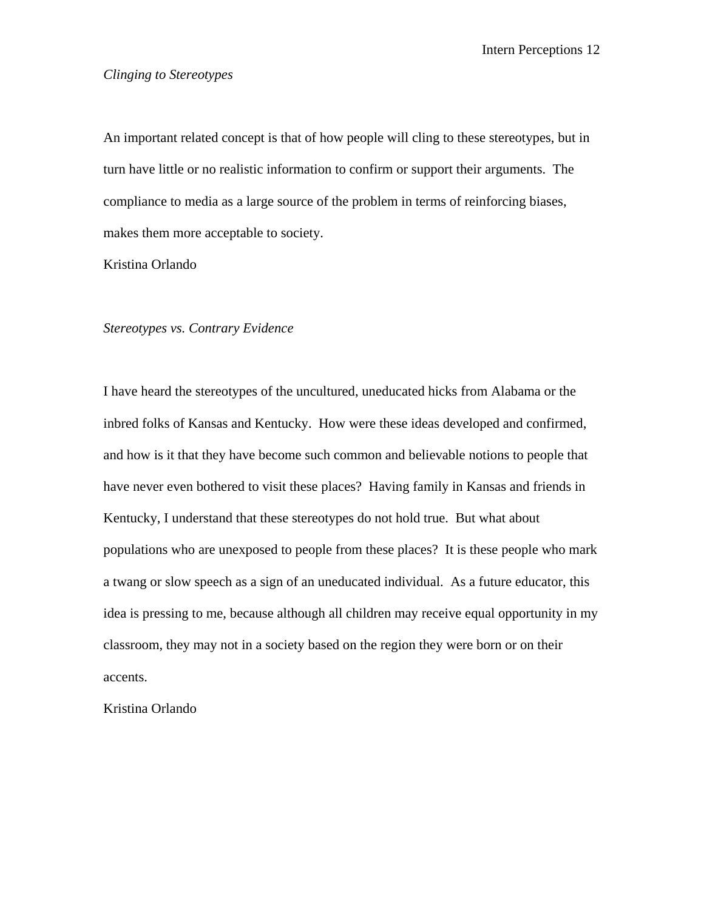*Clinging to Stereotypes*

An important related concept is that of how people will cling to these stereotypes, but in turn have little or no realistic information to confirm or support their arguments. The compliance to media as a large source of the problem in terms of reinforcing biases, makes them more acceptable to society.

Kristina Orlando

*Stereotypes vs. Contrary Evidence*

I have heard the stereotypes of the uncultured, uneducated hicks from Alabama or the inbred folks of Kansas and Kentucky. How were these ideas developed and confirmed, and how is it that they have become such common and believable notions to people that have never even bothered to visit these places? Having family in Kansas and friends in Kentucky, I understand that these stereotypes do not hold true. But what about populations who are unexposed to people from these places? It is these people who mark a twang or slow speech as a sign of an uneducated individual. As a future educator, this idea is pressing to me, because although all children may receive equal opportunity in my classroom, they may not in a society based on the region they were born or on their accents.

Kristina Orlando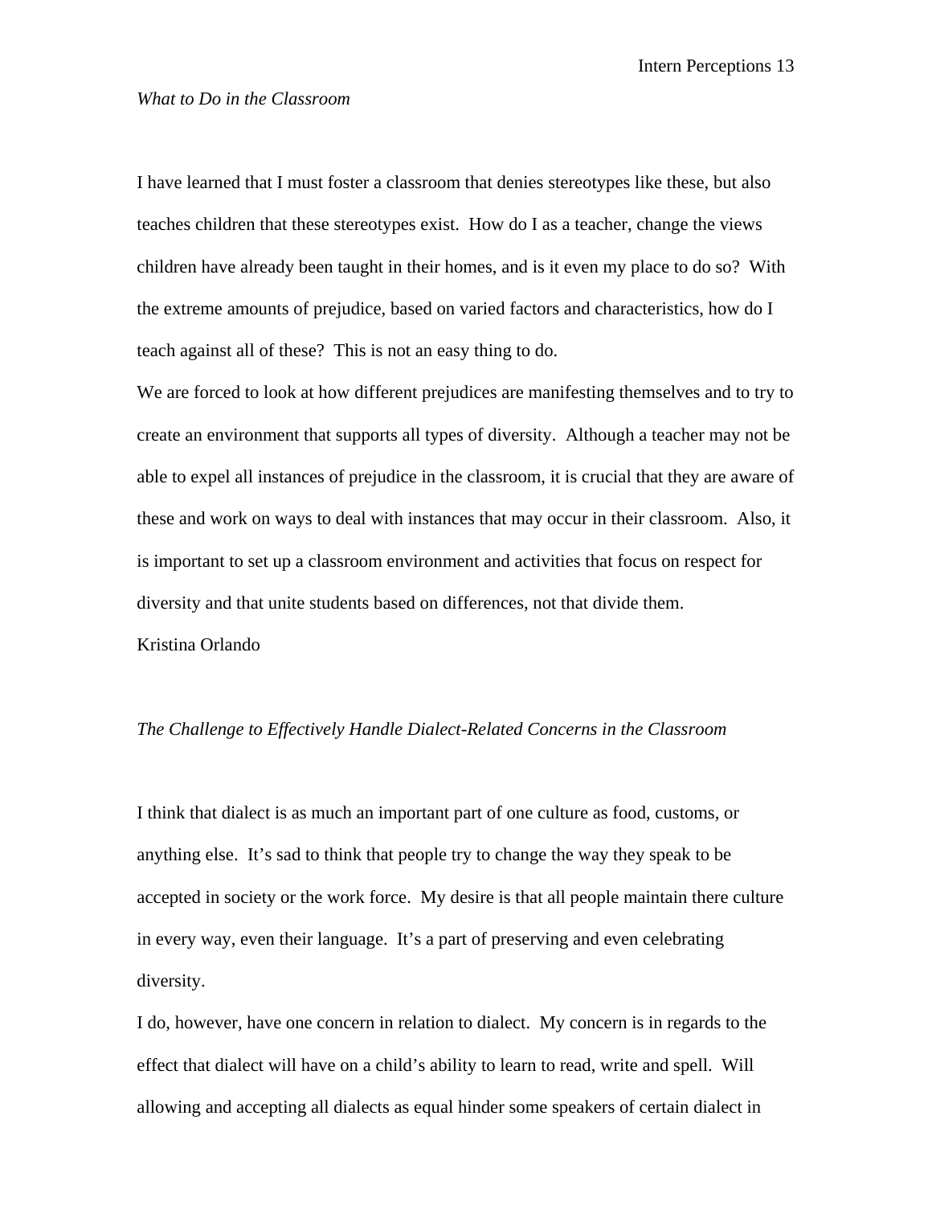*What to Do in the Classroom*

I have learned that I must foster a classroom that denies stereotypes like these, but also teaches children that these stereotypes exist.  How do I as a teacher, change the views children have already been taught in their homes, and is it even my place to do so?  With the extreme amounts of prejudice, based on varied factors and characteristics, how do I teach against all of these?  This is not an easy thing to do.

We are forced to look at how different prejudices are manifesting themselves and to try to create an environment that supports all types of diversity.  Although a teacher may not be able to expel all instances of prejudice in the classroom, it is crucial that they are aware of these and work on ways to deal with instances that may occur in their classroom.  Also, it is important to set up a classroom environment and activities that focus on respect for diversity and that unite students based on differences, not that divide them.

Kristina Orlando

*The Challenge to Effectively Handle Dialect-Related Concerns in the Classroom*

I think that dialect is as much an important part of one culture as food, customs, or anything else.  It's sad to think that people try to change the way they speak to be accepted in society or the work force.  My desire is that all people maintain there culture in every way, even their language.  It's a part of preserving and even celebrating diversity.

I do, however, have one concern in relation to dialect.  My concern is in regards to the effect that dialect will have on a child's ability to learn to read, write and spell.  Will allowing and accepting all dialects as equal hinder some speakers of certain dialect in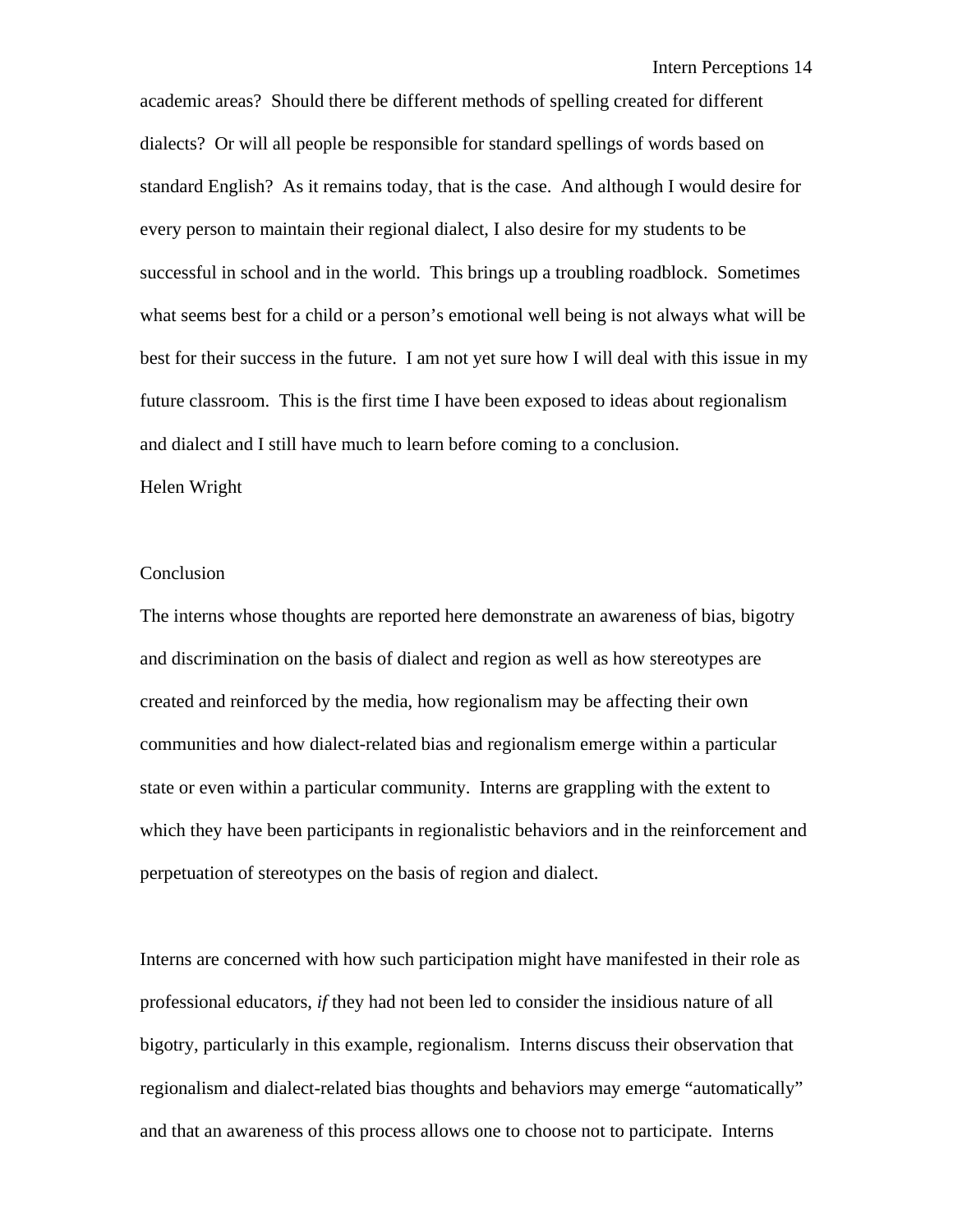academic areas? Should there be different methods of spelling created for different dialects? Or will all people be responsible for standard spellings of words based on standard English? As it remains today, that is the case. And although I would desire for every person to maintain their regional dialect, I also desire for my students to be successful in school and in the world. This brings up a troubling roadblock. Sometimes what seems best for a child or a person's emotional well being is not always what will be best for their success in the future. I am not yet sure how I will deal with this issue in my future classroom. This is the first time I have been exposed to ideas about regionalism and dialect and I still have much to learn before coming to a conclusion.

Helen Wright

## Conclusion

The interns whose thoughts are reported here demonstrate an awareness of bias, bigotry and discrimination on the basis of dialect and region as well as how stereotypes are created and reinforced by the media, how regionalism may be affecting their own communities and how dialect-related bias and regionalism emerge within a particular state or even within a particular community. Interns are grappling with the extent to which they have been participants in regionalistic behaviors and in the reinforcement and perpetuation of stereotypes on the basis of region and dialect.

Interns are concerned with how such participation might have manifested in their role as professional educators, *if* they had not been led to consider the insidious nature of all bigotry, particularly in this example, regionalism. Interns discuss their observation that regionalism and dialect-related bias thoughts and behaviors may emerge "automatically" and that an awareness of this process allows one to choose not to participate. Interns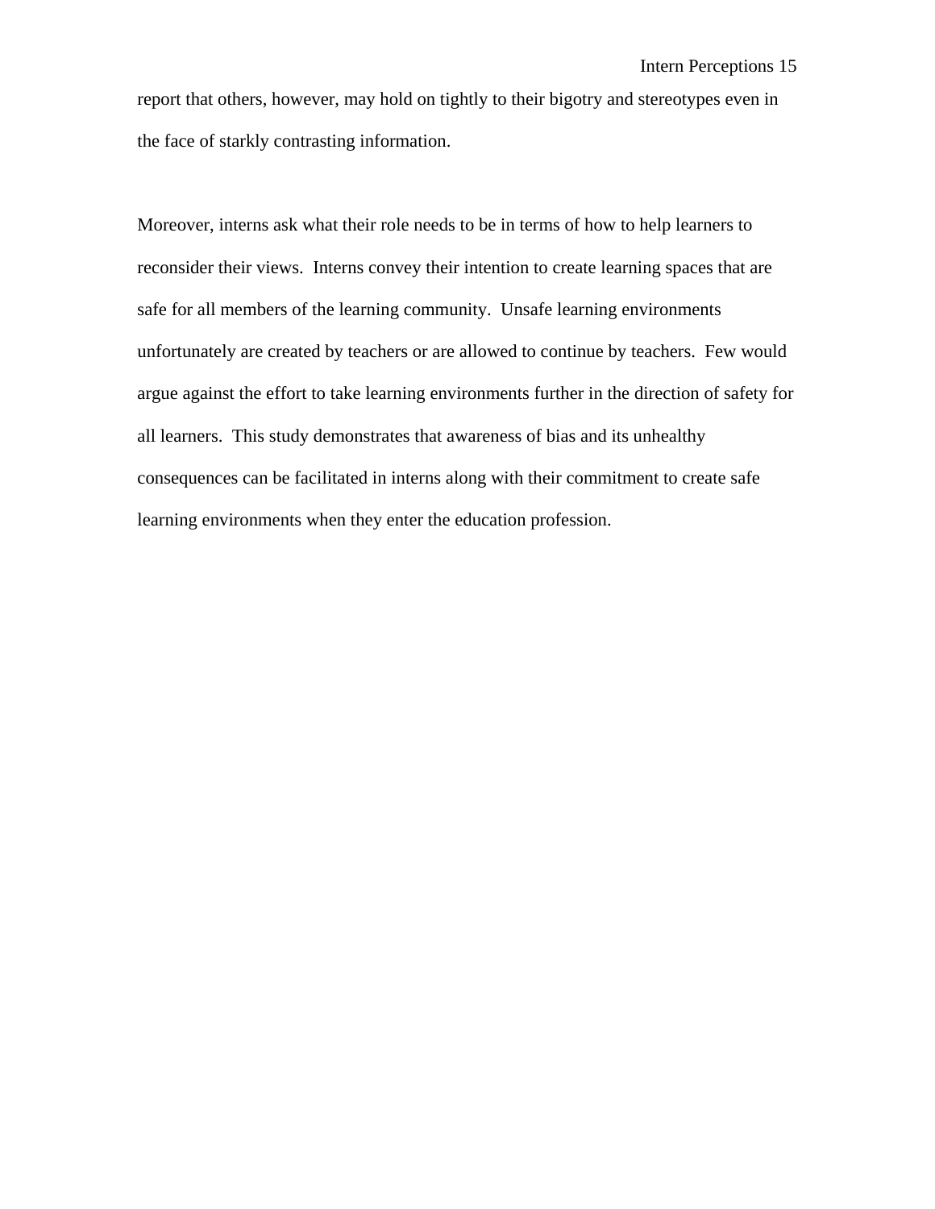report that others, however, may hold on tightly to their bigotry and stereotypes even in the face of starkly contrasting information.

Moreover, interns ask what their role needs to be in terms of how to help learners to reconsider their views. Interns convey their intention to create learning spaces that are safe for all members of the learning community. Unsafe learning environments unfortunately are created by teachers or are allowed to continue by teachers. Few would argue against the effort to take learning environments further in the direction of safety for all learners. This study demonstrates that awareness of bias and its unhealthy consequences can be facilitated in interns along with their commitment to create safe learning environments when they enter the education profession.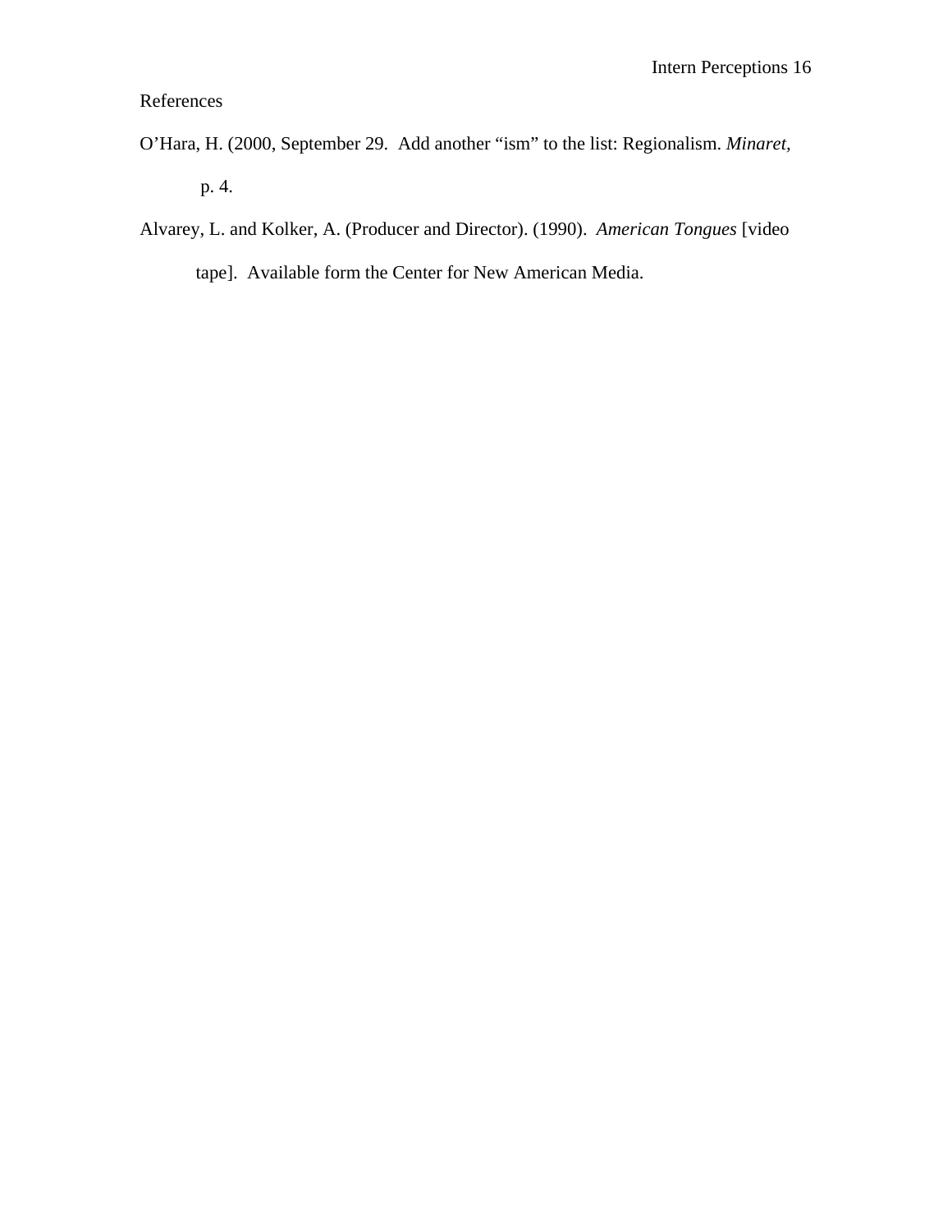# References

O'Hara, H. (2000, September 29. Add another "ism" to the list: Regionalism. *Minaret,* p. 4.

Alvarey, L. and Kolker, A. (Producer and Director). (1990). *American Tongues* [video tape]. Available form the Center for New American Media.